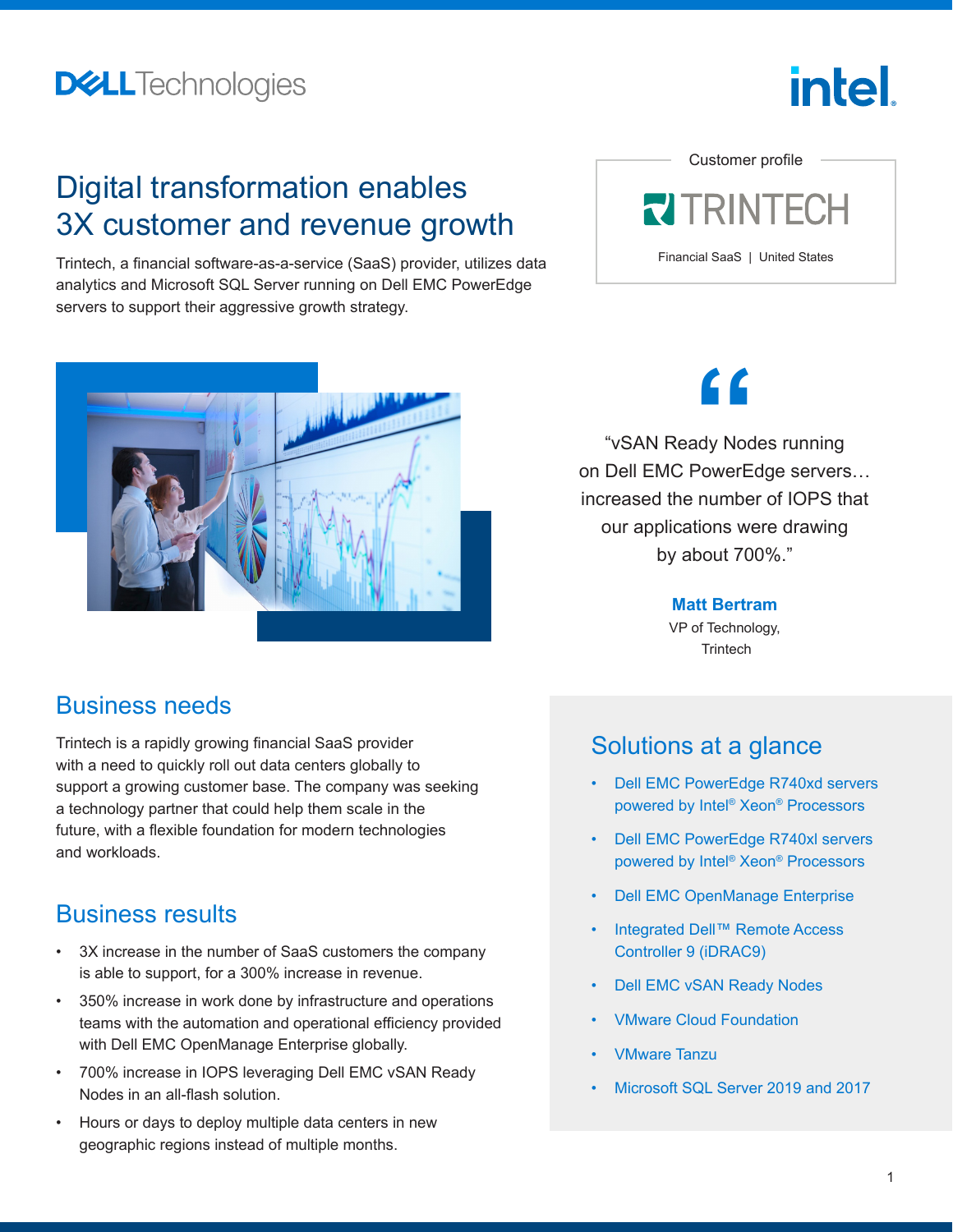# Digital transformation enables 3X customer and revenue growth

Trintech, a financial software-as-a-service (SaaS) provider, utilizes data analytics and Microsoft SQL Server running on Dell EMC PowerEdge servers to support their aggressive growth strategy.

Customer profile

TRINTECH

Financial SaaS | United States

> "vSAN Ready Nodes running on Dell EMC PowerEdge servers… increased the number of IOPS that our applications were drawing by about 700%."
>
> **Matt Bertram**
> VP of Technology, Trintech

## Business needs

Trintech is a rapidly growing financial SaaS provider with a need to quickly roll out data centers globally to support a growing customer base. The company was seeking a technology partner that could help them scale in the future, with a flexible foundation for modern technologies and workloads.

## Business results

- 3X increase in the number of SaaS customers the company is able to support, for a 300% increase in revenue.
- 350% increase in work done by infrastructure and operations teams with the automation and operational efficiency provided with Dell EMC OpenManage Enterprise globally.
- 700% increase in IOPS leveraging Dell EMC vSAN Ready Nodes in an all-flash solution.
- Hours or days to deploy multiple data centers in new geographic regions instead of multiple months.

## Solutions at a glance

- Dell EMC PowerEdge R740xd servers powered by Intel® Xeon® Processors
- Dell EMC PowerEdge R740xl servers powered by Intel® Xeon® Processors
- Dell EMC OpenManage Enterprise
- Integrated Dell™ Remote Access Controller 9 (iDRAC9)
- Dell EMC vSAN Ready Nodes
- VMware Cloud Foundation
- VMware Tanzu
- Microsoft SQL Server 2019 and 2017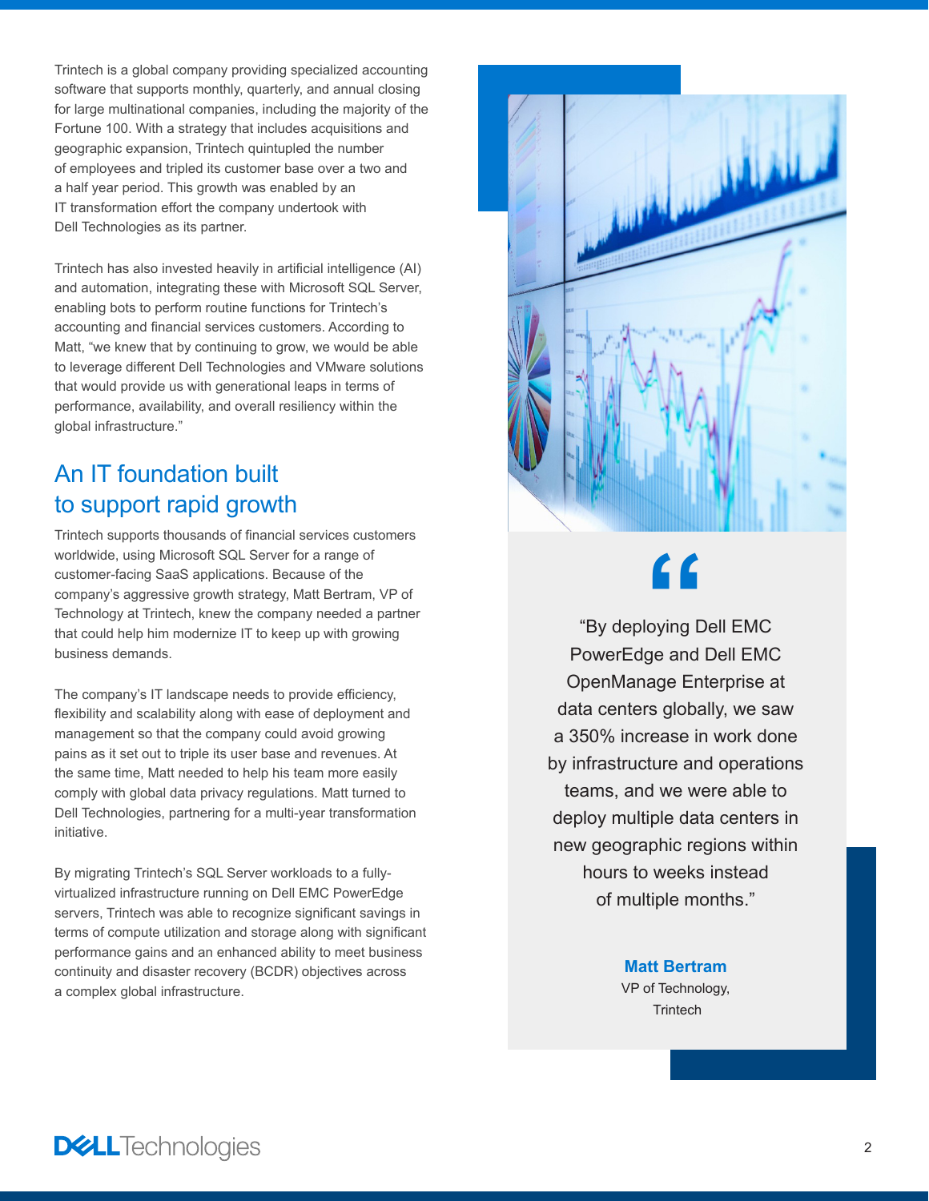Trintech is a global company providing specialized accounting software that supports monthly, quarterly, and annual closing for large multinational companies, including the majority of the Fortune 100. With a strategy that includes acquisitions and geographic expansion, Trintech quintupled the number of employees and tripled its customer base over a two and a half year period. This growth was enabled by an IT transformation effort the company undertook with Dell Technologies as its partner.

Trintech has also invested heavily in artificial intelligence (AI) and automation, integrating these with Microsoft SQL Server, enabling bots to perform routine functions for Trintech's accounting and financial services customers. According to Matt, "we knew that by continuing to grow, we would be able to leverage different Dell Technologies and VMware solutions that would provide us with generational leaps in terms of performance, availability, and overall resiliency within the global infrastructure."

## An IT foundation built to support rapid growth

Trintech supports thousands of financial services customers worldwide, using Microsoft SQL Server for a range of customer-facing SaaS applications. Because of the company's aggressive growth strategy, Matt Bertram, VP of Technology at Trintech, knew the company needed a partner that could help him modernize IT to keep up with growing business demands.

The company's IT landscape needs to provide efficiency, flexibility and scalability along with ease of deployment and management so that the company could avoid growing pains as it set out to triple its user base and revenues. At the same time, Matt needed to help his team more easily comply with global data privacy regulations. Matt turned to Dell Technologies, partnering for a multi-year transformation initiative.

By migrating Trintech's SQL Server workloads to a fully-virtualized infrastructure running on Dell EMC PowerEdge servers, Trintech was able to recognize significant savings in terms of compute utilization and storage along with significant performance gains and an enhanced ability to meet business continuity and disaster recovery (BCDR) objectives across a complex global infrastructure.

> "By deploying Dell EMC PowerEdge and Dell EMC OpenManage Enterprise at data centers globally, we saw a 350% increase in work done by infrastructure and operations teams, and we were able to deploy multiple data centers in new geographic regions within hours to weeks instead of multiple months."
>
> **Matt Bertram**
> VP of Technology, Trintech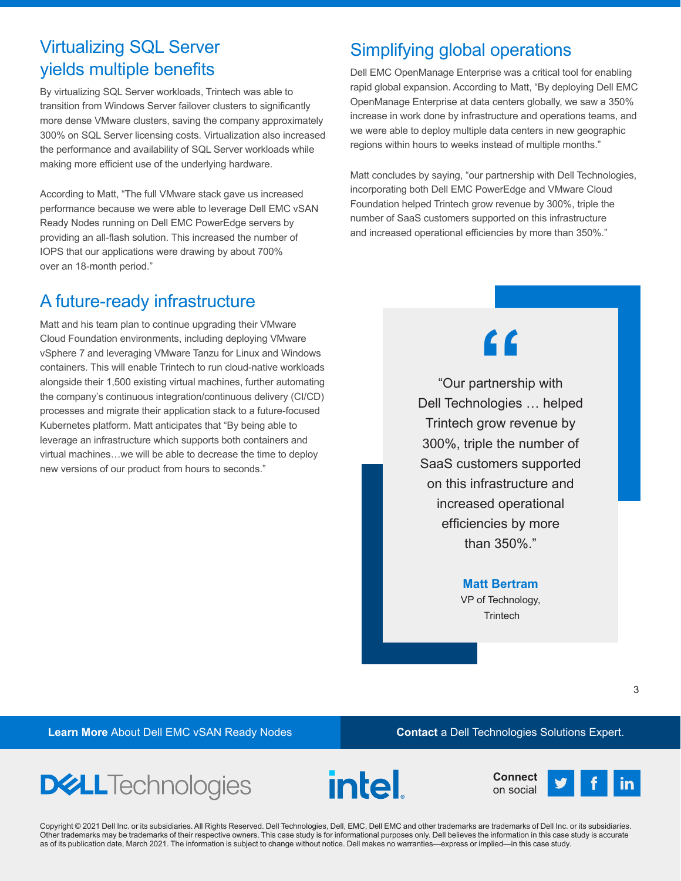## Virtualizing SQL Server yields multiple benefits

By virtualizing SQL Server workloads, Trintech was able to transition from Windows Server failover clusters to significantly more dense VMware clusters, saving the company approximately 300% on SQL Server licensing costs. Virtualization also increased the performance and availability of SQL Server workloads while making more efficient use of the underlying hardware.

According to Matt, “The full VMware stack gave us increased performance because we were able to leverage Dell EMC vSAN Ready Nodes running on Dell EMC PowerEdge servers by providing an all-flash solution. This increased the number of IOPS that our applications were drawing by about 700% over an 18-month period.”

## A future-ready infrastructure

Matt and his team plan to continue upgrading their VMware Cloud Foundation environments, including deploying VMware vSphere 7 and leveraging VMware Tanzu for Linux and Windows containers. This will enable Trintech to run cloud-native workloads alongside their 1,500 existing virtual machines, further automating the company’s continuous integration/continuous delivery (CI/CD) processes and migrate their application stack to a future-focused Kubernetes platform. Matt anticipates that “By being able to leverage an infrastructure which supports both containers and virtual machines…we will be able to decrease the time to deploy new versions of our product from hours to seconds.”

## Simplifying global operations

Dell EMC OpenManage Enterprise was a critical tool for enabling rapid global expansion. According to Matt, “By deploying Dell EMC OpenManage Enterprise at data centers globally, we saw a 350% increase in work done by infrastructure and operations teams, and we were able to deploy multiple data centers in new geographic regions within hours to weeks instead of multiple months.”

Matt concludes by saying, “our partnership with Dell Technologies, incorporating both Dell EMC PowerEdge and VMware Cloud Foundation helped Trintech grow revenue by 300%, triple the number of SaaS customers supported on this infrastructure and increased operational efficiencies by more than 350%.”

> “Our partnership with Dell Technologies … helped Trintech grow revenue by 300%, triple the number of SaaS customers supported on this infrastructure and increased operational efficiencies by more than 350%.”
>
> **Matt Bertram**
> VP of Technology,
> Trintech

**Learn More** About Dell EMC vSAN Ready Nodes

**Contact** a Dell Technologies Solutions Expert.

Connect on social

Copyright © 2021 Dell Inc. or its subsidiaries. All Rights Reserved. Dell Technologies, Dell, EMC, Dell EMC and other trademarks are trademarks of Dell Inc. or its subsidiaries. Other trademarks may be trademarks of their respective owners. This case study is for informational purposes only. Dell believes the information in this case study is accurate as of its publication date, March 2021. The information is subject to change without notice. Dell makes no warranties—express or implied—in this case study.